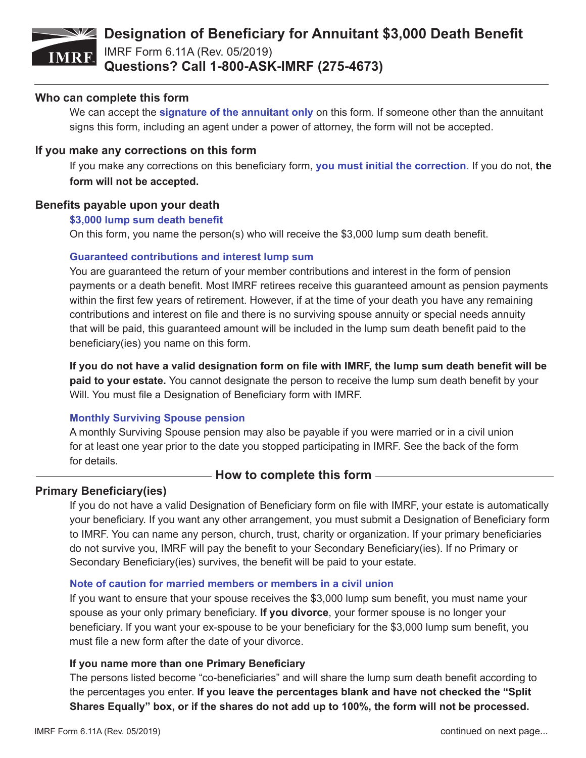# Designation of Beneficiary for Annuitant $3,000 Death Benefit

IMRF Form 6.11A (Rev. 05/2019)

**Questions? Call 1-800-ASK-IMRF (275-4673)**

## Who can complete this form

We can accept the **signature of the annuitant only** on this form. If someone other than the annuitant signs this form, including an agent under a power of attorney, the form will not be accepted.

## If you make any corrections on this form

If you make any corrections on this beneficiary form, **you must initial the correction**. If you do not, **the form will not be accepted.**

## Benefits payable upon your death

### $3,000 lump sum death benefit

On this form, you name the person(s) who will receive the $3,000 lump sum death benefit.

### Guaranteed contributions and interest lump sum

You are guaranteed the return of your member contributions and interest in the form of pension payments or a death benefit. Most IMRF retirees receive this guaranteed amount as pension payments within the first few years of retirement. However, if at the time of your death you have any remaining contributions and interest on file and there is no surviving spouse annuity or special needs annuity that will be paid, this guaranteed amount will be included in the lump sum death benefit paid to the beneficiary(ies) you name on this form.

**If you do not have a valid designation form on file with IMRF, the lump sum death benefit will be paid to your estate.** You cannot designate the person to receive the lump sum death benefit by your Will. You must file a Designation of Beneficiary form with IMRF.

### Monthly Surviving Spouse pension

A monthly Surviving Spouse pension may also be payable if you were married or in a civil union for at least one year prior to the date you stopped participating in IMRF. See the back of the form for details.

## How to complete this form

## Primary Beneficiary(ies)

If you do not have a valid Designation of Beneficiary form on file with IMRF, your estate is automatically your beneficiary. If you want any other arrangement, you must submit a Designation of Beneficiary form to IMRF. You can name any person, church, trust, charity or organization. If your primary beneficiaries do not survive you, IMRF will pay the benefit to your Secondary Beneficiary(ies). If no Primary or Secondary Beneficiary(ies) survives, the benefit will be paid to your estate.

### Note of caution for married members or members in a civil union

If you want to ensure that your spouse receives the $3,000 lump sum benefit, you must name your spouse as your only primary beneficiary. **If you divorce**, your former spouse is no longer your beneficiary. If you want your ex-spouse to be your beneficiary for the $3,000 lump sum benefit, you must file a new form after the date of your divorce.

### If you name more than one Primary Beneficiary

The persons listed become "co-beneficiaries" and will share the lump sum death benefit according to the percentages you enter. **If you leave the percentages blank and have not checked the "Split Shares Equally" box, or if the shares do not add up to 100%, the form will not be processed.**

continued on next page...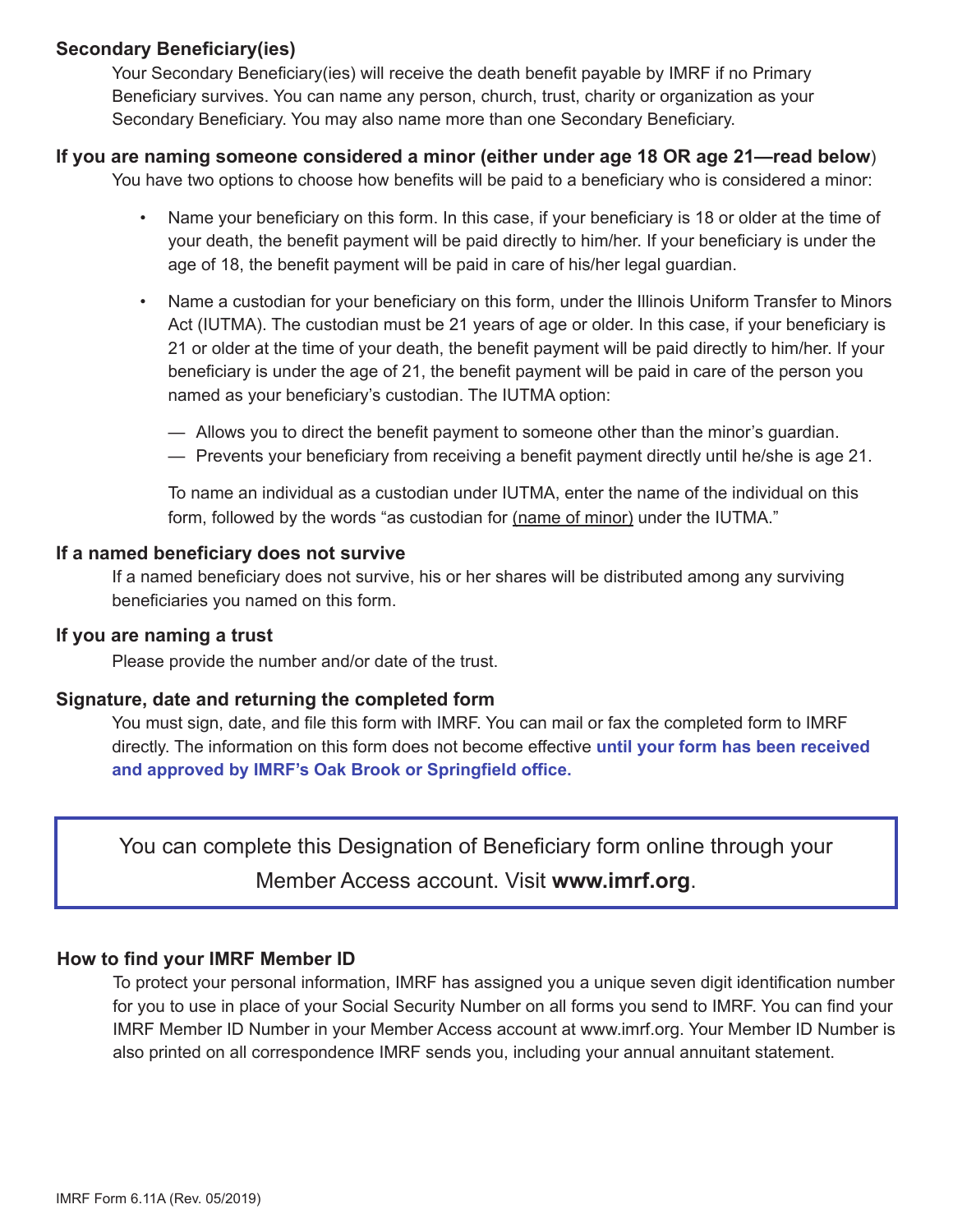### Secondary Beneficiary(ies)

Your Secondary Beneficiary(ies) will receive the death benefit payable by IMRF if no Primary Beneficiary survives. You can name any person, church, trust, charity or organization as your Secondary Beneficiary. You may also name more than one Secondary Beneficiary.

### If you are naming someone considered a minor (either under age 18 OR age 21—read below)

You have two options to choose how benefits will be paid to a beneficiary who is considered a minor:

- Name your beneficiary on this form. In this case, if your beneficiary is 18 or older at the time of your death, the benefit payment will be paid directly to him/her. If your beneficiary is under the age of 18, the benefit payment will be paid in care of his/her legal guardian.
- Name a custodian for your beneficiary on this form, under the Illinois Uniform Transfer to Minors Act (IUTMA). The custodian must be 21 years of age or older. In this case, if your beneficiary is 21 or older at the time of your death, the benefit payment will be paid directly to him/her. If your beneficiary is under the age of 21, the benefit payment will be paid in care of the person you named as your beneficiary's custodian. The IUTMA option:
  - — Allows you to direct the benefit payment to someone other than the minor's guardian.
  - — Prevents your beneficiary from receiving a benefit payment directly until he/she is age 21.

  To name an individual as a custodian under IUTMA, enter the name of the individual on this form, followed by the words "as custodian for <u>(name of minor)</u> under the IUTMA."

### If a named beneficiary does not survive

If a named beneficiary does not survive, his or her shares will be distributed among any surviving beneficiaries you named on this form.

### If you are naming a trust

Please provide the number and/or date of the trust.

### Signature, date and returning the completed form

You must sign, date, and file this form with IMRF. You can mail or fax the completed form to IMRF directly. The information on this form does not become effective **until your form has been received and approved by IMRF's Oak Brook or Springfield office.**

> You can complete this Designation of Beneficiary form online through your Member Access account. Visit **www.imrf.org**.

### How to find your IMRF Member ID

To protect your personal information, IMRF has assigned you a unique seven digit identification number for you to use in place of your Social Security Number on all forms you send to IMRF. You can find your IMRF Member ID Number in your Member Access account at www.imrf.org. Your Member ID Number is also printed on all correspondence IMRF sends you, including your annual annuitant statement.

IMRF Form 6.11A (Rev. 05/2019)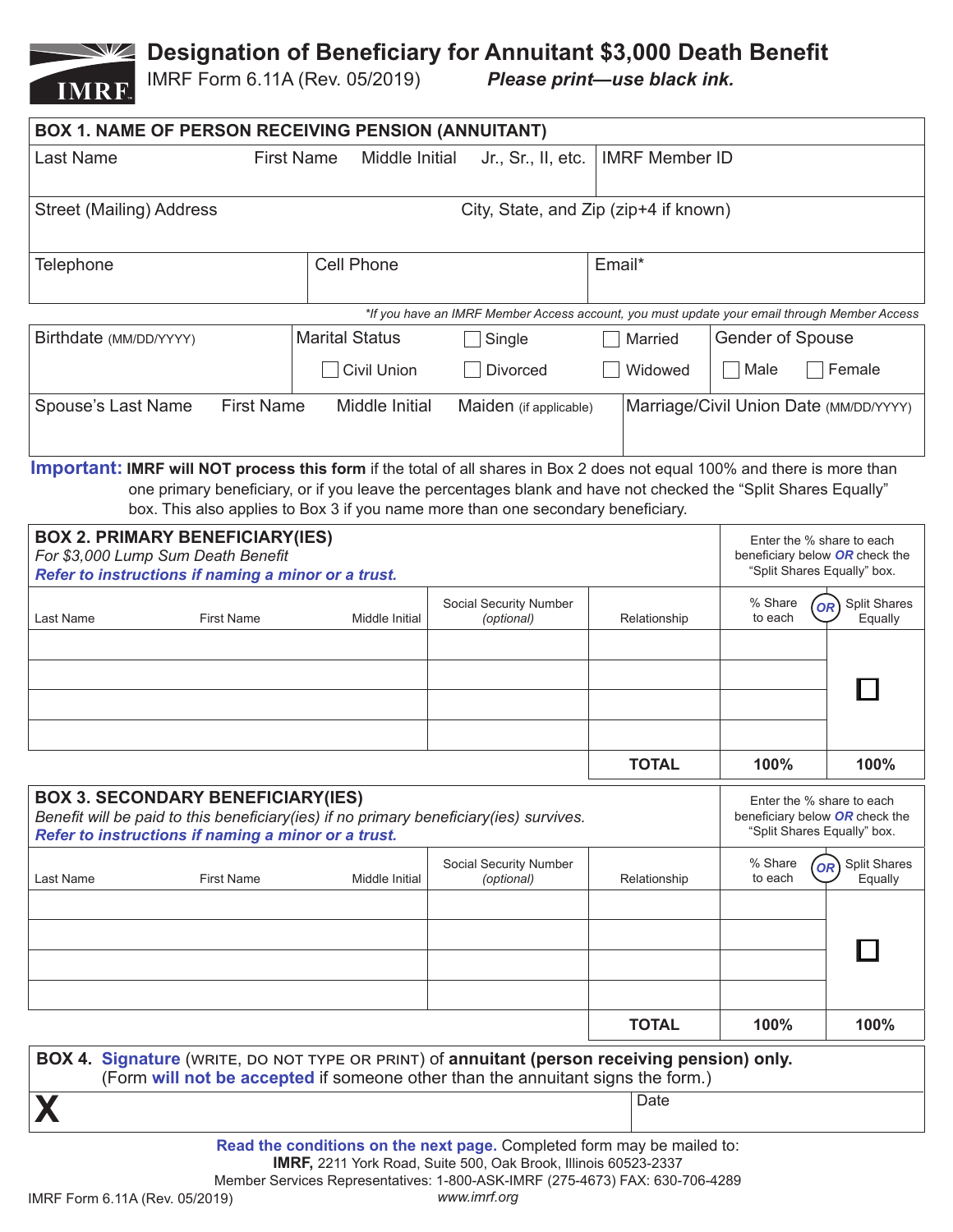# Designation of Beneficiary for Annuitant $3,000 Death Benefit

IMRF Form 6.11A (Rev. 05/2019) ***Please print—use black ink.***

## BOX 1. NAME OF PERSON RECEIVING PENSION (ANNUITANT)

| Last Name | First Name | Middle Initial | Jr., Sr., II, etc. | IMRF Member ID |
|---|---|---|---|---|
| | | | | |

| Street (Mailing) Address | City, State, and Zip (zip+4 if known) |
|---|---|
| | |

| Telephone | Cell Phone | Email* |
|---|---|---|
| | | |

*\*If you have an IMRF Member Access account, you must update your email through Member Access*

| Birthdate (MM/DD/YYYY) | Marital Status | | | Gender of Spouse | |
|---|---|---|---|---|---|
| | ☐ Civil Union | ☐ Single ☐ Divorced | ☐ Married ☐ Widowed | ☐ Male | ☐ Female |

| Spouse's Last Name | First Name | Middle Initial | Maiden (if applicable) | Marriage/Civil Union Date (MM/DD/YYYY) |
|---|---|---|---|---|
| | | | | |

**Important: IMRF will NOT process this form** if the total of all shares in Box 2 does not equal 100% and there is more than one primary beneficiary, or if you leave the percentages blank and have not checked the "Split Shares Equally" box. This also applies to Box 3 if you name more than one secondary beneficiary.

## BOX 2. PRIMARY BENEFICIARY(IES)

*For $3,000 Lump Sum Death Benefit*

***Refer to instructions if naming a minor or a trust.***

Enter the % share to each beneficiary below ***OR*** check the "Split Shares Equally" box.

| Last Name | First Name | Middle Initial | Social Security Number *(optional)* | Relationship | % Share to each | OR | Split Shares Equally |
|---|---|---|---|---|---|---|---|
| | | | | | | | ☐ |
| | | | | | | | |
| | | | | | | | |
| | | | | | | | |
| | | | | **TOTAL** | **100%** | | **100%** |

## BOX 3. SECONDARY BENEFICIARY(IES)

*Benefit will be paid to this beneficiary(ies) if no primary beneficiary(ies) survives.*

***Refer to instructions if naming a minor or a trust.***

Enter the % share to each beneficiary below ***OR*** check the "Split Shares Equally" box.

| Last Name | First Name | Middle Initial | Social Security Number *(optional)* | Relationship | % Share to each | OR | Split Shares Equally |
|---|---|---|---|---|---|---|---|
| | | | | | | | ☐ |
| | | | | | | | |
| | | | | | | | |
| | | | | | | | |
| | | | | **TOTAL** | **100%** | | **100%** |

## BOX 4. Signature (WRITE, DO NOT TYPE OR PRINT) of annuitant (person receiving pension) only.

(Form **will not be accepted** if someone other than the annuitant signs the form.)

| X | Date |
|---|---|
| | |

**Read the conditions on the next page.** Completed form may be mailed to:

**IMRF,** 2211 York Road, Suite 500, Oak Brook, Illinois 60523-2337

Member Services Representatives: 1-800-ASK-IMRF (275-4673) FAX: 630-706-4289

*www.imrf.org*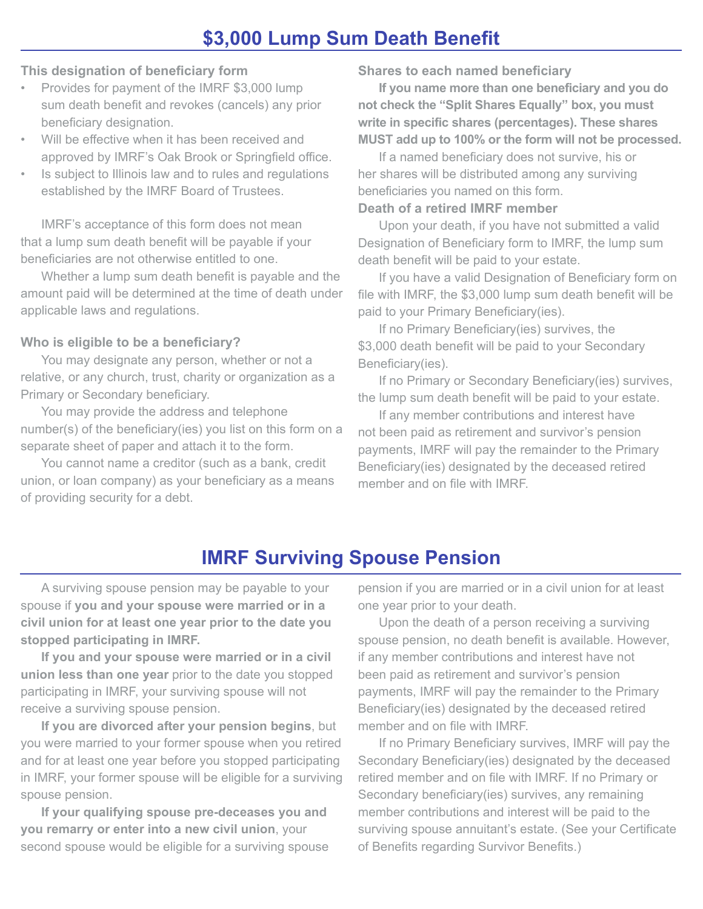## $3,000 Lump Sum Death Benefit

**This designation of beneficiary form**

- Provides for payment of the IMRF $3,000 lump sum death benefit and revokes (cancels) any prior beneficiary designation.
- Will be effective when it has been received and approved by IMRF's Oak Brook or Springfield office.
- Is subject to Illinois law and to rules and regulations established by the IMRF Board of Trustees.

IMRF's acceptance of this form does not mean that a lump sum death benefit will be payable if your beneficiaries are not otherwise entitled to one.

Whether a lump sum death benefit is payable and the amount paid will be determined at the time of death under applicable laws and regulations.

**Who is eligible to be a beneficiary?**

You may designate any person, whether or not a relative, or any church, trust, charity or organization as a Primary or Secondary beneficiary.

You may provide the address and telephone number(s) of the beneficiary(ies) you list on this form on a separate sheet of paper and attach it to the form.

You cannot name a creditor (such as a bank, credit union, or loan company) as your beneficiary as a means of providing security for a debt.

**Shares to each named beneficiary**

**If you name more than one beneficiary and you do not check the "Split Shares Equally" box, you must write in specific shares (percentages). These shares MUST add up to 100% or the form will not be processed.**

If a named beneficiary does not survive, his or her shares will be distributed among any surviving beneficiaries you named on this form.

**Death of a retired IMRF member**

Upon your death, if you have not submitted a valid Designation of Beneficiary form to IMRF, the lump sum death benefit will be paid to your estate.

If you have a valid Designation of Beneficiary form on file with IMRF, the $3,000 lump sum death benefit will be paid to your Primary Beneficiary(ies).

If no Primary Beneficiary(ies) survives, the $3,000 death benefit will be paid to your Secondary Beneficiary(ies).

If no Primary or Secondary Beneficiary(ies) survives, the lump sum death benefit will be paid to your estate.

If any member contributions and interest have not been paid as retirement and survivor's pension payments, IMRF will pay the remainder to the Primary Beneficiary(ies) designated by the deceased retired member and on file with IMRF.

## IMRF Surviving Spouse Pension

A surviving spouse pension may be payable to your spouse if **you and your spouse were married or in a civil union for at least one year prior to the date you stopped participating in IMRF.**

**If you and your spouse were married or in a civil union less than one year** prior to the date you stopped participating in IMRF, your surviving spouse will not receive a surviving spouse pension.

**If you are divorced after your pension begins**, but you were married to your former spouse when you retired and for at least one year before you stopped participating in IMRF, your former spouse will be eligible for a surviving spouse pension.

**If your qualifying spouse pre-deceases you and you remarry or enter into a new civil union**, your second spouse would be eligible for a surviving spouse pension if you are married or in a civil union for at least one year prior to your death.

Upon the death of a person receiving a surviving spouse pension, no death benefit is available. However, if any member contributions and interest have not been paid as retirement and survivor's pension payments, IMRF will pay the remainder to the Primary Beneficiary(ies) designated by the deceased retired member and on file with IMRF.

If no Primary Beneficiary survives, IMRF will pay the Secondary Beneficiary(ies) designated by the deceased retired member and on file with IMRF. If no Primary or Secondary beneficiary(ies) survives, any remaining member contributions and interest will be paid to the surviving spouse annuitant's estate. (See your Certificate of Benefits regarding Survivor Benefits.)